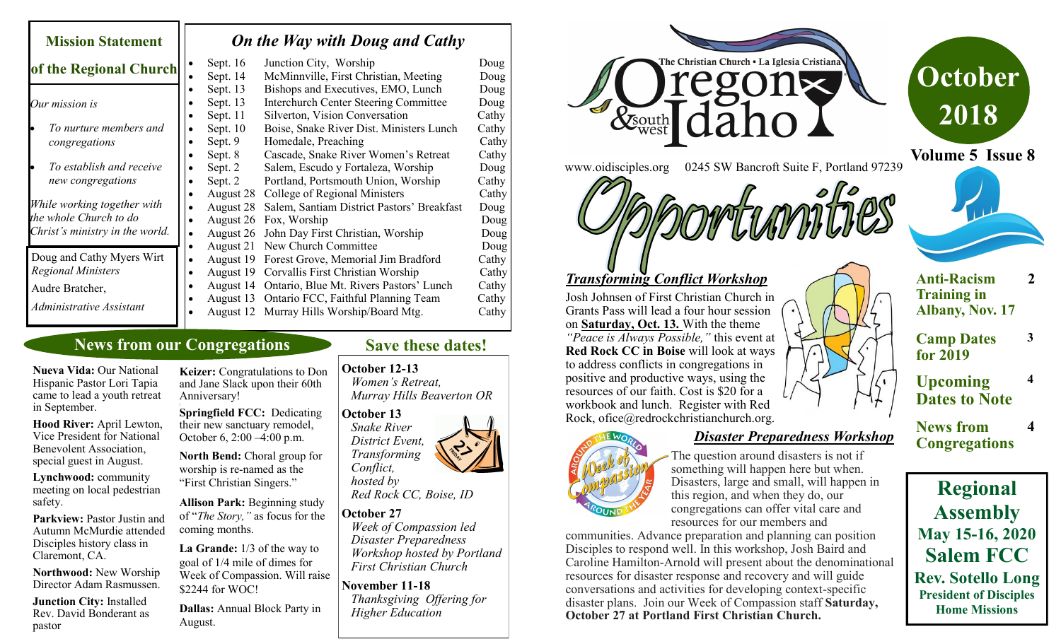## Mission Statement of the Regional Church

*Our mission is*

- *To nurture members and congregations*
- *To establish and receive new congregations*

*While working together with the whole Church to do Christ's ministry in the world.*

Doug and Cathy Myers Wirt
*Regional Ministers*

Audre Bratcher,
*Administrative Assistant*

## *On the Way with Doug and Cathy*

| Date | Event | Minister |
|---|---|---|
| Sept. 16 | Junction City, Worship | Doug |
| Sept. 14 | McMinnville, First Christian, Meeting | Doug |
| Sept. 13 | Bishops and Executives, EMO, Lunch | Doug |
| Sept. 13 | Interchurch Center Steering Committee | Doug |
| Sept. 11 | Silverton, Vision Conversation | Cathy |
| Sept. 10 | Boise, Snake River Dist. Ministers Lunch | Cathy |
| Sept. 9 | Homedale, Preaching | Cathy |
| Sept. 8 | Cascade, Snake River Women's Retreat | Cathy |
| Sept. 2 | Salem, Escudo y Fortaleza, Worship | Doug |
| Sept. 2 | Portland, Portsmouth Union, Worship | Cathy |
| August 28 | College of Regional Ministers | Cathy |
| August 28 | Salem, Santiam District Pastors' Breakfast | Doug |
| August 26 | Fox, Worship | Doug |
| August 26 | John Day First Christian, Worship | Doug |
| August 21 | New Church Committee | Doug |
| August 19 | Forest Grove, Memorial Jim Bradford | Cathy |
| August 19 | Corvallis First Christian Worship | Cathy |
| August 14 | Ontario, Blue Mt. Rivers Pastors' Lunch | Cathy |
| August 13 | Ontario FCC, Faithful Planning Team | Cathy |
| August 12 | Murray Hills Worship/Board Mtg. | Cathy |

## News from our Congregations

**Nueva Vida:** Our National Hispanic Pastor Lori Tapia came to lead a youth retreat in September.

**Hood River:** April Lewton, Vice President for National Benevolent Association, special guest in August.

**Lynchwood:** community meeting on local pedestrian safety.

**Parkview:** Pastor Justin and Autumn McMurdie attended Disciples history class in Claremont, CA.

**Northwood:** New Worship Director Adam Rasmussen.

**Junction City:** Installed Rev. David Bonderant as pastor

**Keizer:** Congratulations to Don and Jane Slack upon their 60th Anniversary!

**Springfield FCC:** Dedicating their new sanctuary remodel, October 6, 2:00 –4:00 p.m.

**North Bend:** Choral group for worship is re-named as the "First Christian Singers."

**Allison Park:** Beginning study of "*The Story,"* as focus for the coming months.

**La Grande:** 1/3 of the way to goal of 1/4 mile of dimes for Week of Compassion. Will raise $2244 for WOC!

**Dallas:** Annual Block Party in August.

## Save these dates!

**October 12-13**
*Women's Retreat, Murray Hills Beaverton OR*

**October 13**
*Snake River District Event, Transforming Conflict, hosted by Red Rock CC, Boise, ID*

**October 27**
*Week of Compassion led Disaster Preparedness Workshop hosted by Portland First Christian Church*

**November 11-18**
*Thanksgiving Offering for Higher Education*

# The Christian Church • La Iglesia Cristiana Oregon & southwest Idaho

www.oidisciples.org 0245 SW Bancroft Suite F, Portland 97239

# October 2018

**Volume 5 Issue 8**

# Opportunities

| | |
|---|---|
| **Anti-Racism Training in Albany, Nov. 17** | **2** |
| **Camp Dates for 2019** | **3** |
| **Upcoming Dates to Note** | **4** |
| **News from Congregations** | **4** |

### *Transforming Conflict Workshop*

Josh Johnsen of First Christian Church in Grants Pass will lead a four hour session on **Saturday, Oct. 13.** With the theme *"Peace is Always Possible,"* this event at **Red Rock CC in Boise** will look at ways to address conflicts in congregations in positive and productive ways, using the resources of our faith. Cost is $20 for a workbook and lunch. Register with Red Rock, ofice@redrockchristianchurch.org.

### *Disaster Preparedness Workshop*

The question around disasters is not if something will happen here but when. Disasters, large and small, will happen in this region, and when they do, our congregations can offer vital care and resources for our members and communities. Advance preparation and planning can position Disciples to respond well. In this workshop, Josh Baird and Caroline Hamilton-Arnold will present about the denominational resources for disaster response and recovery and will guide conversations and activities for developing context-specific disaster plans. Join our Week of Compassion staff **Saturday, October 27 at Portland First Christian Church.**

**Regional Assembly**
**May 15-16, 2020**
**Salem FCC**
**Rev. Sotello Long**
**President of Disciples Home Missions**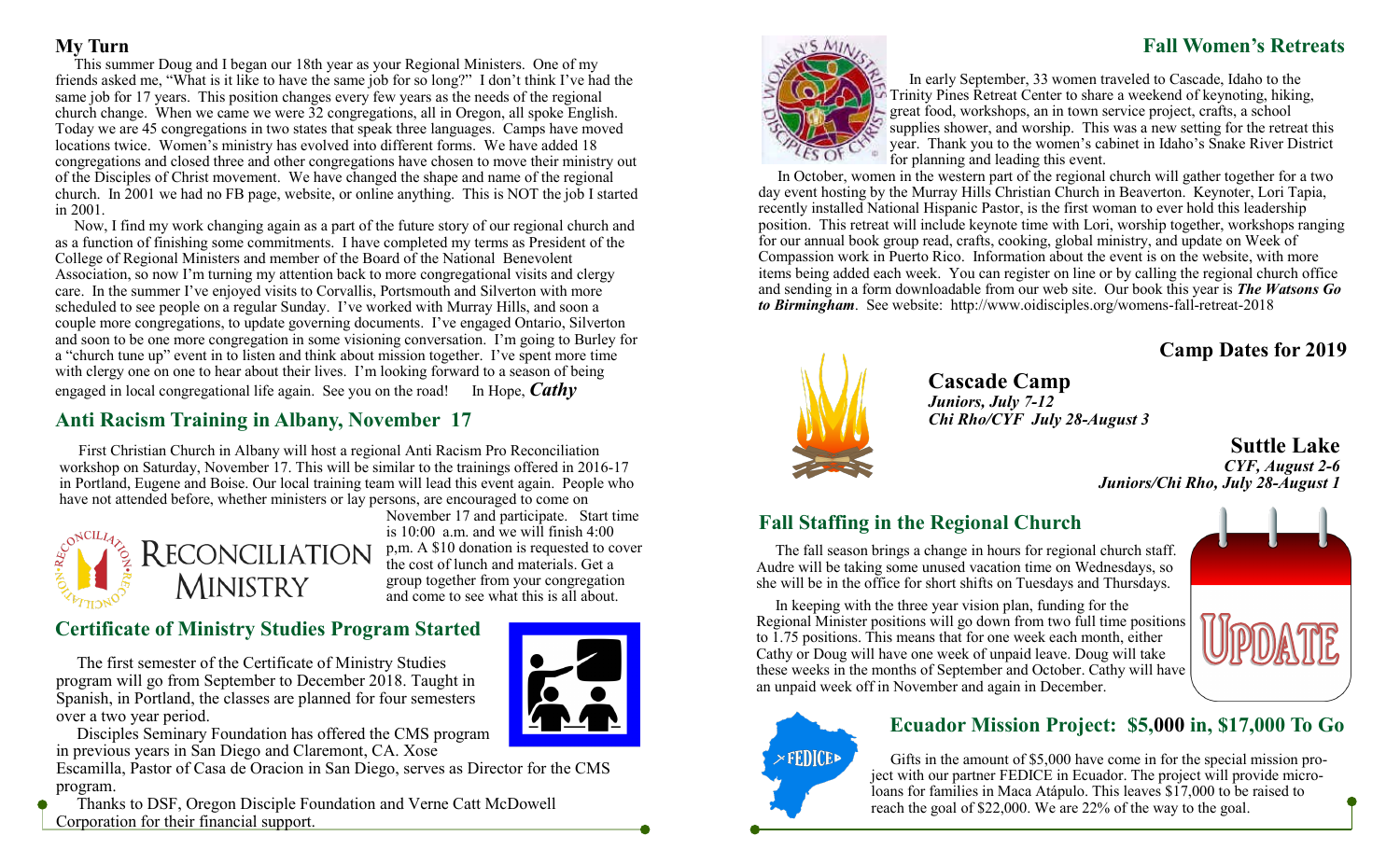## My Turn

This summer Doug and I began our 18th year as your Regional Ministers. One of my friends asked me, "What is it like to have the same job for so long?" I don't think I've had the same job for 17 years. This position changes every few years as the needs of the regional church change. When we came we were 32 congregations, all in Oregon, all spoke English. Today we are 45 congregations in two states that speak three languages. Camps have moved locations twice. Women's ministry has evolved into different forms. We have added 18 congregations and closed three and other congregations have chosen to move their ministry out of the Disciples of Christ movement. We have changed the shape and name of the regional church. In 2001 we had no FB page, website, or online anything. This is NOT the job I started in 2001.

Now, I find my work changing again as a part of the future story of our regional church and as a function of finishing some commitments. I have completed my terms as President of the College of Regional Ministers and member of the Board of the National Benevolent Association, so now I'm turning my attention back to more congregational visits and clergy care. In the summer I've enjoyed visits to Corvallis, Portsmouth and Silverton with more scheduled to see people on a regular Sunday. I've worked with Murray Hills, and soon a couple more congregations, to update governing documents. I've engaged Ontario, Silverton and soon to be one more congregation in some visioning conversation. I'm going to Burley for a "church tune up" event in to listen and think about mission together. I've spent more time with clergy one on one to hear about their lives. I'm looking forward to a season of being engaged in local congregational life again. See you on the road! In Hope, *Cathy*

## Anti Racism Training in Albany, November 17

First Christian Church in Albany will host a regional Anti Racism Pro Reconciliation workshop on Saturday, November 17. This will be similar to the trainings offered in 2016-17 in Portland, Eugene and Boise. Our local training team will lead this event again. People who have not attended before, whether ministers or lay persons, are encouraged to come on November 17 and participate. Start time is 10:00 a.m. and we will finish 4:00 p,m. A $10 donation is requested to cover the cost of lunch and materials. Get a group together from your congregation and come to see what this is all about.

Reconciliation Ministry

## Certificate of Ministry Studies Program Started

The first semester of the Certificate of Ministry Studies program will go from September to December 2018. Taught in Spanish, in Portland, the classes are planned for four semesters over a two year period.

Disciples Seminary Foundation has offered the CMS program in previous years in San Diego and Claremont, CA. Xose Escamilla, Pastor of Casa de Oracion in San Diego, serves as Director for the CMS program.

Thanks to DSF, Oregon Disciple Foundation and Verne Catt McDowell Corporation for their financial support.

## Fall Women's Retreats

In early September, 33 women traveled to Cascade, Idaho to the Trinity Pines Retreat Center to share a weekend of keynoting, hiking, great food, workshops, an in town service project, crafts, a school supplies shower, and worship. This was a new setting for the retreat this year. Thank you to the women's cabinet in Idaho's Snake River District for planning and leading this event.

In October, women in the western part of the regional church will gather together for a two day event hosting by the Murray Hills Christian Church in Beaverton. Keynoter, Lori Tapia, recently installed National Hispanic Pastor, is the first woman to ever hold this leadership position. This retreat will include keynote time with Lori, worship together, workshops ranging for our annual book group read, crafts, cooking, global ministry, and update on Week of Compassion work in Puerto Rico. Information about the event is on the website, with more items being added each week. You can register on line or by calling the regional church office and sending in a form downloadable from our web site. Our book this year is ***The Watsons Go to Birmingham***. See website: http://www.oidisciples.org/womens-fall-retreat-2018

## Camp Dates for 2019

### Cascade Camp

*Juniors, July 7-12*
*Chi Rho/CYF July 28-August 3*

### Suttle Lake

*CYF, August 2-6*
*Juniors/Chi Rho, July 28-August 1*

## Fall Staffing in the Regional Church

The fall season brings a change in hours for regional church staff. Audre will be taking some unused vacation time on Wednesdays, so she will be in the office for short shifts on Tuesdays and Thursdays.

In keeping with the three year vision plan, funding for the Regional Minister positions will go down from two full time positions to 1.75 positions. This means that for one week each month, either Cathy or Doug will have one week of unpaid leave. Doug will take these weeks in the months of September and October. Cathy will have an unpaid week off in November and again in December.

## Ecuador Mission Project: $5,000 in, $17,000 To Go

Gifts in the amount of $5,000 have come in for the special mission project with our partner FEDICE in Ecuador. The project will provide micro-loans for families in Maca Atápulo. This leaves $17,000 to be raised to reach the goal of $22,000. We are 22% of the way to the goal.